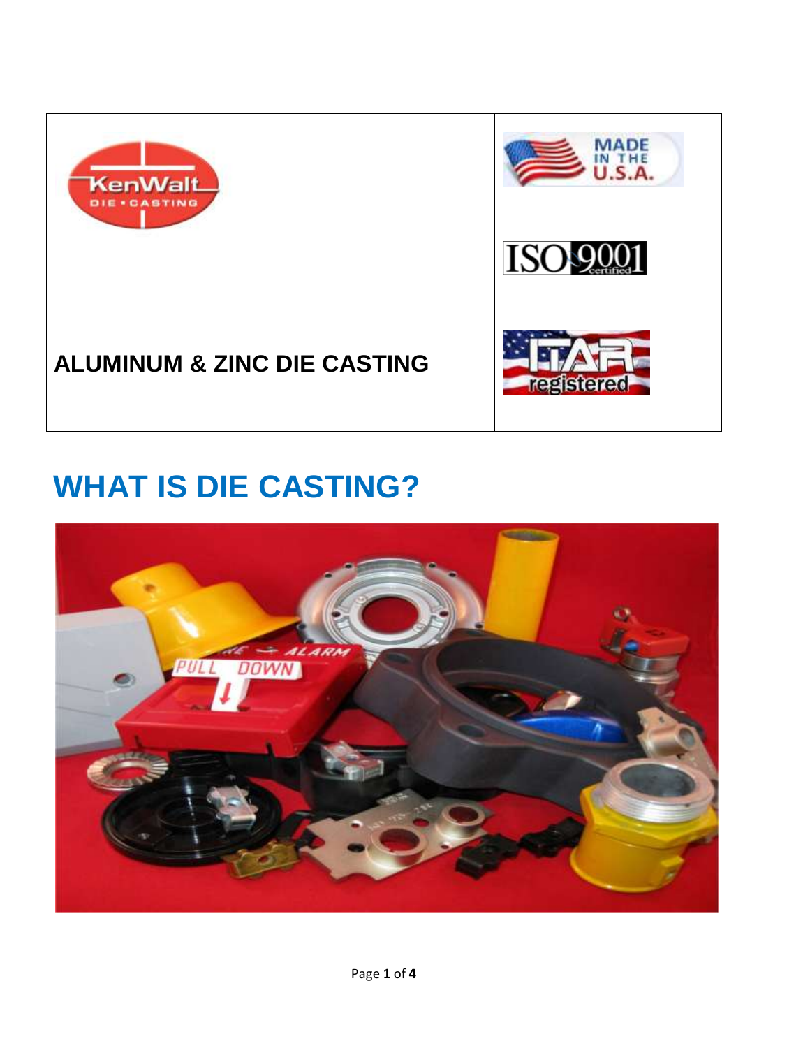**ALUMINUM & ZINC DIE CASTING**

# WHAT IS DIE CASTING?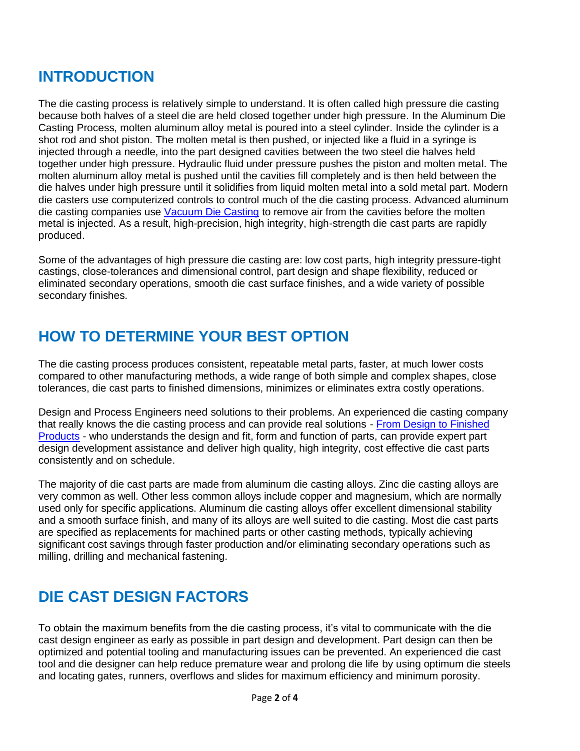## INTRODUCTION

The die casting process is relatively simple to understand. It is often called high pressure die casting because both halves of a steel die are held closed together under high pressure. In the Aluminum Die Casting Process, molten aluminum alloy metal is poured into a steel cylinder. Inside the cylinder is a shot rod and shot piston. The molten metal is then pushed, or injected like a fluid in a syringe is injected through a needle, into the part designed cavities between the two steel die halves held together under high pressure. Hydraulic fluid under pressure pushes the piston and molten metal. The molten aluminum alloy metal is pushed until the cavities fill completely and is then held between the die halves under high pressure until it solidifies from liquid molten metal into a sold metal part. Modern die casters use computerized controls to control much of the die casting process. Advanced aluminum die casting companies use [Vacuum Die Casting] to remove air from the cavities before the molten metal is injected. As a result, high-precision, high integrity, high-strength die cast parts are rapidly produced.

Some of the advantages of high pressure die casting are: low cost parts, high integrity pressure-tight castings, close-tolerances and dimensional control, part design and shape flexibility, reduced or eliminated secondary operations, smooth die cast surface finishes, and a wide variety of possible secondary finishes.

## HOW TO DETERMINE YOUR BEST OPTION

The die casting process produces consistent, repeatable metal parts, faster, at much lower costs compared to other manufacturing methods, a wide range of both simple and complex shapes, close tolerances, die cast parts to finished dimensions, minimizes or eliminates extra costly operations.

Design and Process Engineers need solutions to their problems. An experienced die casting company that really knows the die casting process and can provide real solutions - [From Design to Finished Products] - who understands the design and fit, form and function of parts, can provide expert part design development assistance and deliver high quality, high integrity, cost effective die cast parts consistently and on schedule.

The majority of die cast parts are made from aluminum die casting alloys. Zinc die casting alloys are very common as well. Other less common alloys include copper and magnesium, which are normally used only for specific applications. Aluminum die casting alloys offer excellent dimensional stability and a smooth surface finish, and many of its alloys are well suited to die casting. Most die cast parts are specified as replacements for machined parts or other casting methods, typically achieving significant cost savings through faster production and/or eliminating secondary operations such as milling, drilling and mechanical fastening.

## DIE CAST DESIGN FACTORS

To obtain the maximum benefits from the die casting process, it's vital to communicate with the die cast design engineer as early as possible in part design and development. Part design can then be optimized and potential tooling and manufacturing issues can be prevented. An experienced die cast tool and die designer can help reduce premature wear and prolong die life by using optimum die steels and locating gates, runners, overflows and slides for maximum efficiency and minimum porosity.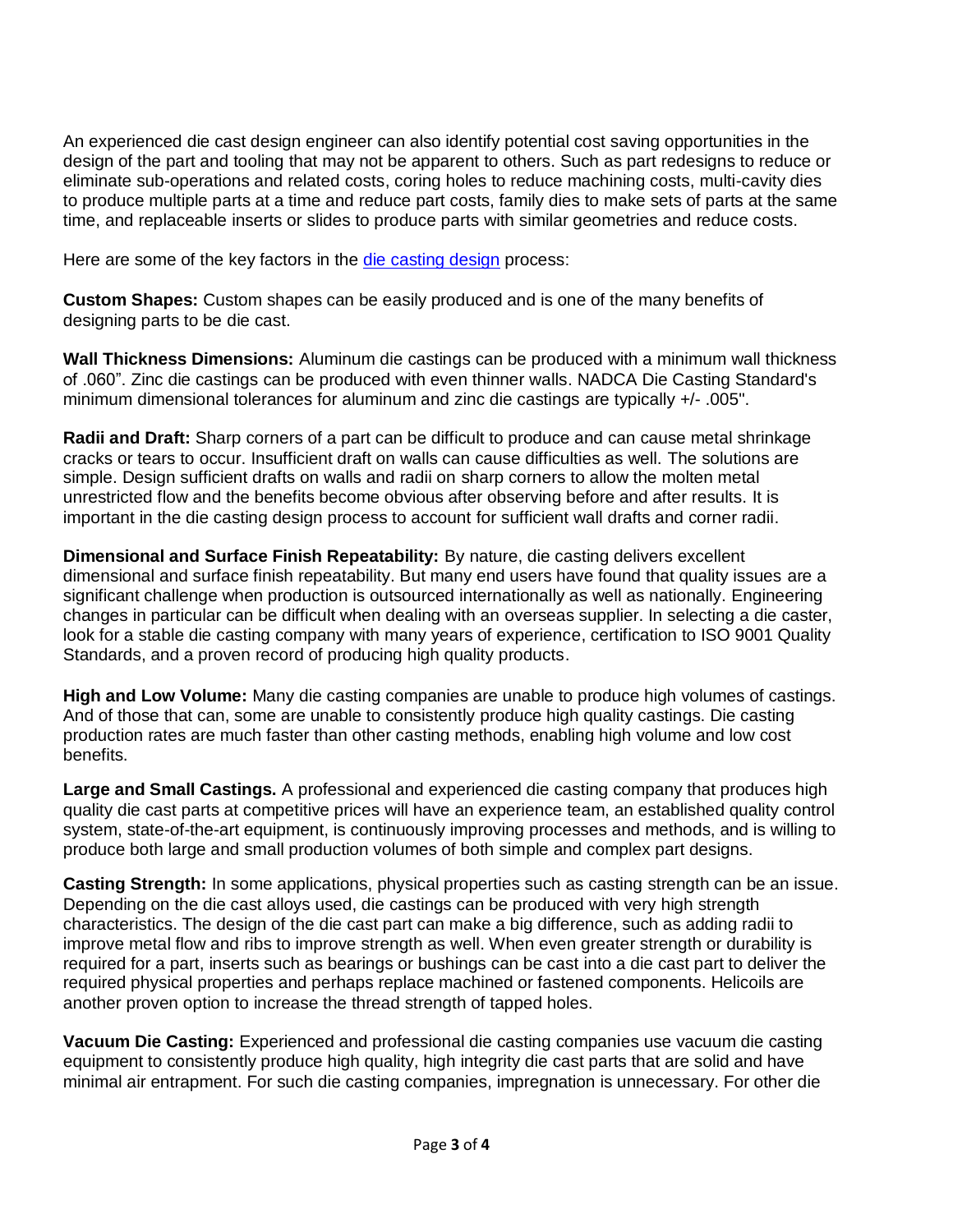An experienced die cast design engineer can also identify potential cost saving opportunities in the design of the part and tooling that may not be apparent to others. Such as part redesigns to reduce or eliminate sub-operations and related costs, coring holes to reduce machining costs, multi-cavity dies to produce multiple parts at a time and reduce part costs, family dies to make sets of parts at the same time, and replaceable inserts or slides to produce parts with similar geometries and reduce costs.

Here are some of the key factors in the [die casting design](die casting design) process:

**Custom Shapes:** Custom shapes can be easily produced and is one of the many benefits of designing parts to be die cast.

**Wall Thickness Dimensions:** Aluminum die castings can be produced with a minimum wall thickness of .060". Zinc die castings can be produced with even thinner walls. NADCA Die Casting Standard's minimum dimensional tolerances for aluminum and zinc die castings are typically +/- .005".

**Radii and Draft:** Sharp corners of a part can be difficult to produce and can cause metal shrinkage cracks or tears to occur. Insufficient draft on walls can cause difficulties as well. The solutions are simple. Design sufficient drafts on walls and radii on sharp corners to allow the molten metal unrestricted flow and the benefits become obvious after observing before and after results. It is important in the die casting design process to account for sufficient wall drafts and corner radii.

**Dimensional and Surface Finish Repeatability:** By nature, die casting delivers excellent dimensional and surface finish repeatability. But many end users have found that quality issues are a significant challenge when production is outsourced internationally as well as nationally. Engineering changes in particular can be difficult when dealing with an overseas supplier. In selecting a die caster, look for a stable die casting company with many years of experience, certification to ISO 9001 Quality Standards, and a proven record of producing high quality products.

**High and Low Volume:** Many die casting companies are unable to produce high volumes of castings. And of those that can, some are unable to consistently produce high quality castings. Die casting production rates are much faster than other casting methods, enabling high volume and low cost benefits.

**Large and Small Castings.** A professional and experienced die casting company that produces high quality die cast parts at competitive prices will have an experience team, an established quality control system, state-of-the-art equipment, is continuously improving processes and methods, and is willing to produce both large and small production volumes of both simple and complex part designs.

**Casting Strength:** In some applications, physical properties such as casting strength can be an issue. Depending on the die cast alloys used, die castings can be produced with very high strength characteristics. The design of the die cast part can make a big difference, such as adding radii to improve metal flow and ribs to improve strength as well. When even greater strength or durability is required for a part, inserts such as bearings or bushings can be cast into a die cast part to deliver the required physical properties and perhaps replace machined or fastened components. Helicoils are another proven option to increase the thread strength of tapped holes.

**Vacuum Die Casting:** Experienced and professional die casting companies use vacuum die casting equipment to consistently produce high quality, high integrity die cast parts that are solid and have minimal air entrapment. For such die casting companies, impregnation is unnecessary. For other die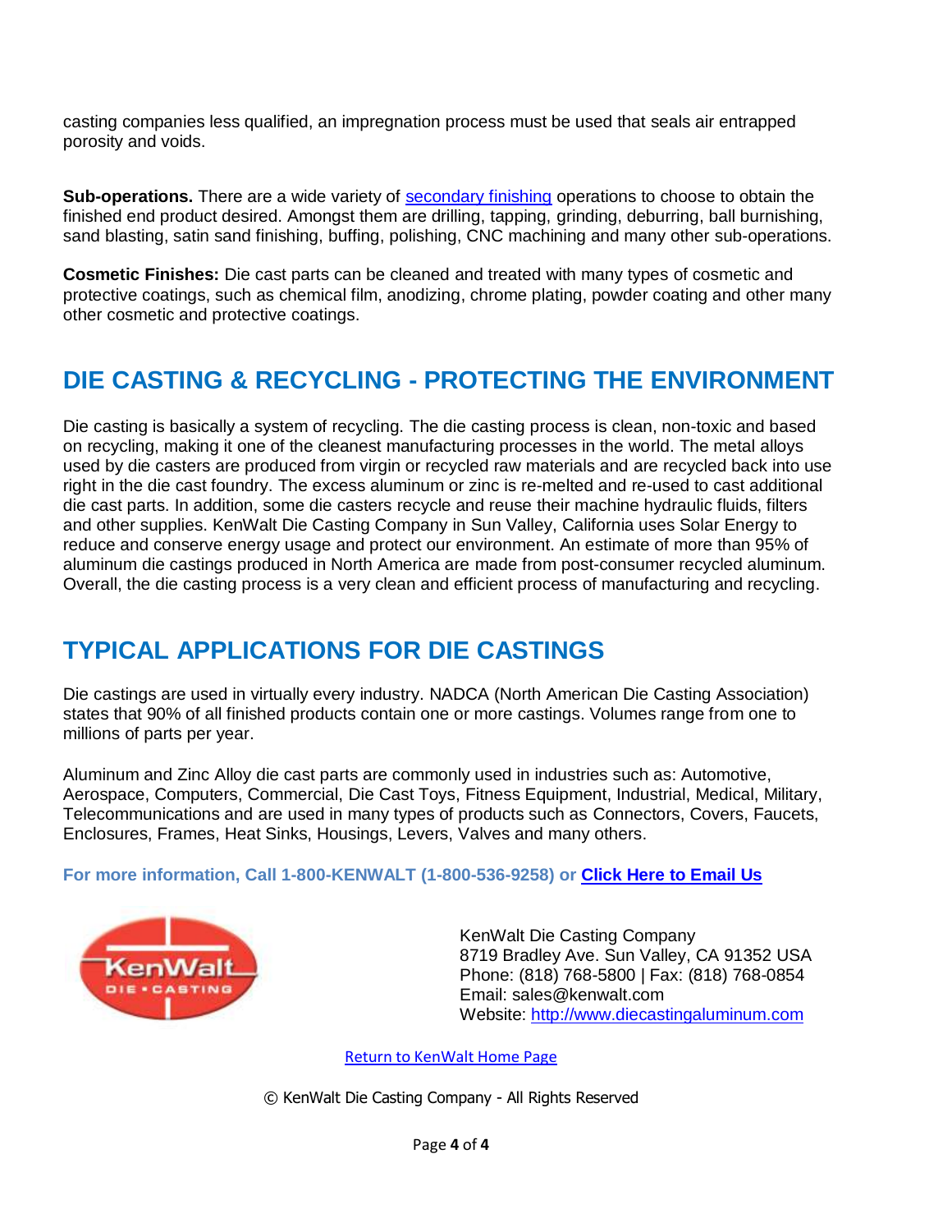casting companies less qualified, an impregnation process must be used that seals air entrapped porosity and voids.

**Sub-operations.** There are a wide variety of secondary finishing operations to choose to obtain the finished end product desired. Amongst them are drilling, tapping, grinding, deburring, ball burnishing, sand blasting, satin sand finishing, buffing, polishing, CNC machining and many other sub-operations.

**Cosmetic Finishes:** Die cast parts can be cleaned and treated with many types of cosmetic and protective coatings, such as chemical film, anodizing, chrome plating, powder coating and other many other cosmetic and protective coatings.

## DIE CASTING & RECYCLING - PROTECTING THE ENVIRONMENT

Die casting is basically a system of recycling. The die casting process is clean, non-toxic and based on recycling, making it one of the cleanest manufacturing processes in the world. The metal alloys used by die casters are produced from virgin or recycled raw materials and are recycled back into use right in the die cast foundry. The excess aluminum or zinc is re-melted and re-used to cast additional die cast parts. In addition, some die casters recycle and reuse their machine hydraulic fluids, filters and other supplies. KenWalt Die Casting Company in Sun Valley, California uses Solar Energy to reduce and conserve energy usage and protect our environment. An estimate of more than 95% of aluminum die castings produced in North America are made from post-consumer recycled aluminum. Overall, the die casting process is a very clean and efficient process of manufacturing and recycling.

## TYPICAL APPLICATIONS FOR DIE CASTINGS

Die castings are used in virtually every industry. NADCA (North American Die Casting Association) states that 90% of all finished products contain one or more castings. Volumes range from one to millions of parts per year.

Aluminum and Zinc Alloy die cast parts are commonly used in industries such as: Automotive, Aerospace, Computers, Commercial, Die Cast Toys, Fitness Equipment, Industrial, Medical, Military, Telecommunications and are used in many types of products such as Connectors, Covers, Faucets, Enclosures, Frames, Heat Sinks, Housings, Levers, Valves and many others.

**For more information, Call 1-800-KENWALT (1-800-536-9258) or Click Here to Email Us**

KenWalt Die Casting Company
8719 Bradley Ave. Sun Valley, CA 91352 USA
Phone: (818) 768-5800 | Fax: (818) 768-0854
Email: sales@kenwalt.com
Website: http://www.diecastingaluminum.com

Return to KenWalt Home Page

© KenWalt Die Casting Company - All Rights Reserved